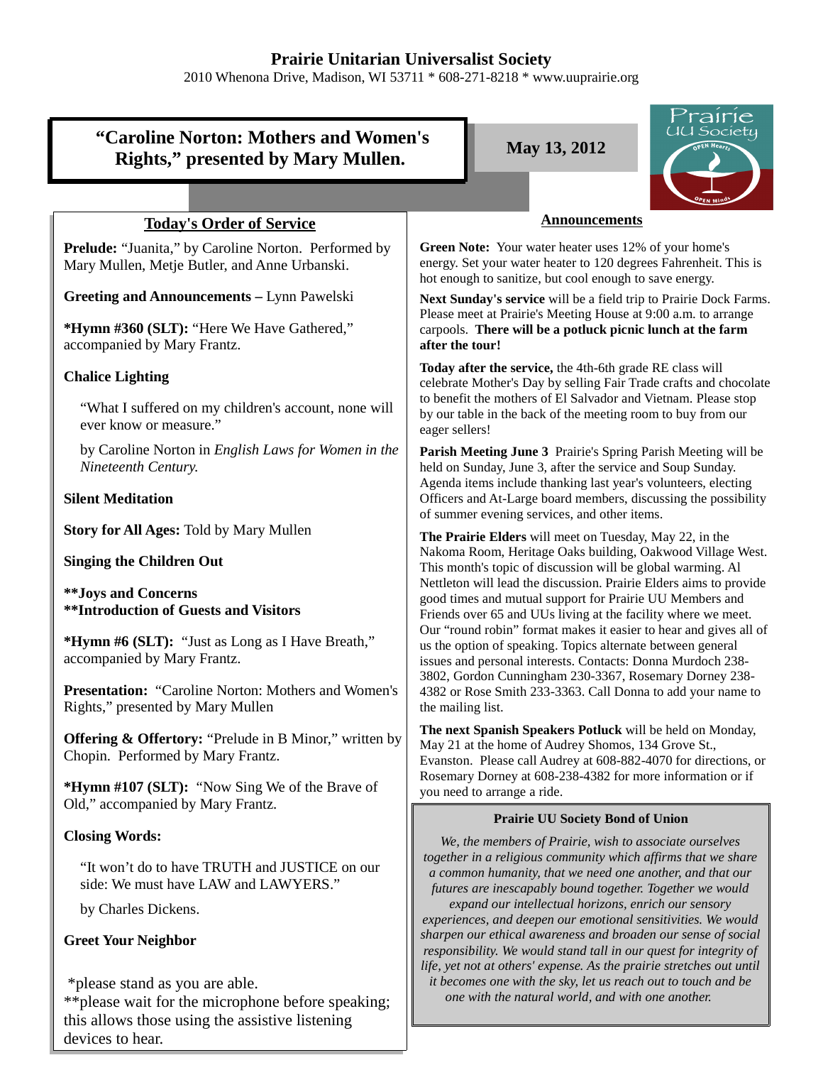# Prairie Unitarian Universalist Society

2010 Whenona Drive, Madison, WI 53711 * 608-271-8218 * www.uuprairie.org

## "Caroline Norton: Mothers and Women's Rights," presented by Mary Mullen.

**May 13, 2012**

Prairie UU Society — OPEN Hearts — OPEN Minds

### Today's Order of Service

**Prelude:** "Juanita," by Caroline Norton. Performed by Mary Mullen, Metje Butler, and Anne Urbanski.

**Greeting and Announcements –** Lynn Pawelski

***Hymn #360 (SLT):** "Here We Have Gathered," accompanied by Mary Frantz.

**Chalice Lighting**

> "What I suffered on my children's account, none will ever know or measure."
>
> by Caroline Norton in *English Laws for Women in the Nineteenth Century.*

**Silent Meditation**

**Story for All Ages:** Told by Mary Mullen

**Singing the Children Out**

****Joys and Concerns**
****Introduction of Guests and Visitors**

***Hymn #6 (SLT):** "Just as Long as I Have Breath," accompanied by Mary Frantz.

**Presentation:** "Caroline Norton: Mothers and Women's Rights," presented by Mary Mullen

**Offering & Offertory:** "Prelude in B Minor," written by Chopin. Performed by Mary Frantz.

***Hymn #107 (SLT):** "Now Sing We of the Brave of Old," accompanied by Mary Frantz.

**Closing Words:**

> "It won't do to have TRUTH and JUSTICE on our side: We must have LAW and LAWYERS."
>
> by Charles Dickens.

**Greet Your Neighbor**

*please stand as you are able.
**please wait for the microphone before speaking; this allows those using the assistive listening devices to hear.

### Announcements

**Green Note:** Your water heater uses 12% of your home's energy. Set your water heater to 120 degrees Fahrenheit. This is hot enough to sanitize, but cool enough to save energy.

**Next Sunday's service** will be a field trip to Prairie Dock Farms. Please meet at Prairie's Meeting House at 9:00 a.m. to arrange carpools. **There will be a potluck picnic lunch at the farm after the tour!**

**Today after the service,** the 4th-6th grade RE class will celebrate Mother's Day by selling Fair Trade crafts and chocolate to benefit the mothers of El Salvador and Vietnam. Please stop by our table in the back of the meeting room to buy from our eager sellers!

**Parish Meeting June 3** Prairie's Spring Parish Meeting will be held on Sunday, June 3, after the service and Soup Sunday. Agenda items include thanking last year's volunteers, electing Officers and At-Large board members, discussing the possibility of summer evening services, and other items.

**The Prairie Elders** will meet on Tuesday, May 22, in the Nakoma Room, Heritage Oaks building, Oakwood Village West. This month's topic of discussion will be global warming. Al Nettleton will lead the discussion. Prairie Elders aims to provide good times and mutual support for Prairie UU Members and Friends over 65 and UUs living at the facility where we meet. Our "round robin" format makes it easier to hear and gives all of us the option of speaking. Topics alternate between general issues and personal interests. Contacts: Donna Murdoch 238-3802, Gordon Cunningham 230-3367, Rosemary Dorney 238-4382 or Rose Smith 233-3363. Call Donna to add your name to the mailing list.

**The next Spanish Speakers Potluck** will be held on Monday, May 21 at the home of Audrey Shomos, 134 Grove St., Evanston. Please call Audrey at 608-882-4070 for directions, or Rosemary Dorney at 608-238-4382 for more information or if you need to arrange a ride.

**Prairie UU Society Bond of Union**

*We, the members of Prairie, wish to associate ourselves together in a religious community which affirms that we share a common humanity, that we need one another, and that our futures are inescapably bound together. Together we would expand our intellectual horizons, enrich our sensory experiences, and deepen our emotional sensitivities. We would sharpen our ethical awareness and broaden our sense of social responsibility. We would stand tall in our quest for integrity of life, yet not at others' expense. As the prairie stretches out until it becomes one with the sky, let us reach out to touch and be one with the natural world, and with one another.*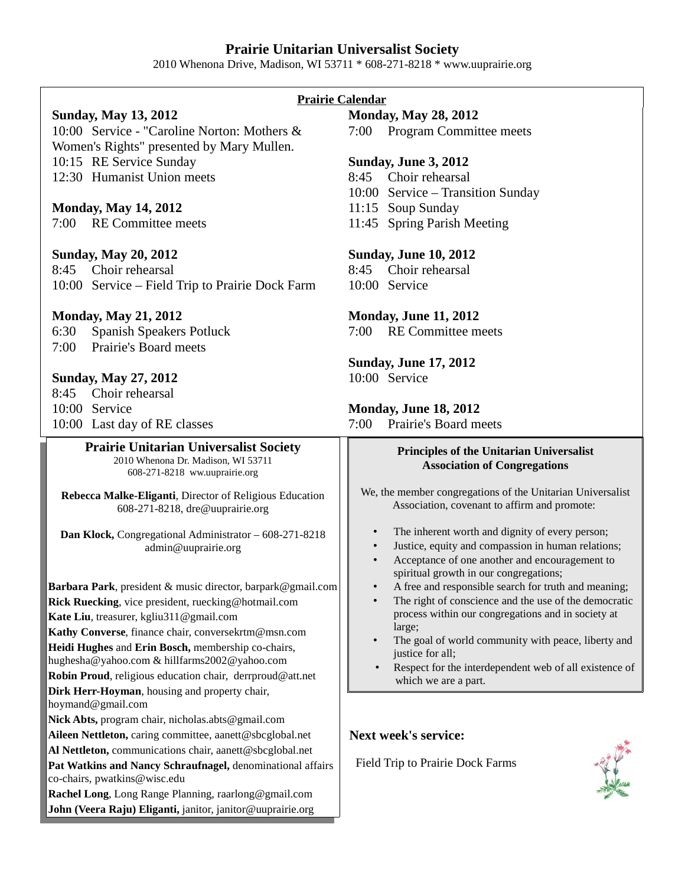# Prairie Unitarian Universalist Society

2010 Whenona Drive, Madison, WI 53711 * 608-271-8218 * www.uuprairie.org

## Prairie Calendar

**Sunday, May 13, 2012**
10:00 Service - "Caroline Norton: Mothers & Women's Rights" presented by Mary Mullen.
10:15 RE Service Sunday
12:30 Humanist Union meets

**Monday, May 14, 2012**
7:00 RE Committee meets

**Sunday, May 20, 2012**
8:45 Choir rehearsal
10:00 Service – Field Trip to Prairie Dock Farm

**Monday, May 21, 2012**
6:30 Spanish Speakers Potluck
7:00 Prairie's Board meets

**Sunday, May 27, 2012**
8:45 Choir rehearsal
10:00 Service
10:00 Last day of RE classes

**Monday, May 28, 2012**
7:00 Program Committee meets

**Sunday, June 3, 2012**
8:45 Choir rehearsal
10:00 Service – Transition Sunday
11:15 Soup Sunday
11:45 Spring Parish Meeting

**Sunday, June 10, 2012**
8:45 Choir rehearsal
10:00 Service

**Monday, June 11, 2012**
7:00 RE Committee meets

**Sunday, June 17, 2012**
10:00 Service

**Monday, June 18, 2012**
7:00 Prairie's Board meets

**Prairie Unitarian Universalist Society**
2010 Whenona Dr. Madison, WI 53711
608-271-8218 ww.uuprairie.org

**Rebecca Malke-Eliganti**, Director of Religious Education 608-271-8218, dre@uuprairie.org

**Dan Klock,** Congregational Administrator – 608-271-8218 admin@uuprairie.org

**Barbara Park**, president & music director, barpark@gmail.com
**Rick Ruecking**, vice president, ruecking@hotmail.com
**Kate Liu**, treasurer, kgliu311@gmail.com
**Kathy Converse**, finance chair, conversekrtm@msn.com
**Heidi Hughes** and **Erin Bosch,** membership co-chairs, hughesha@yahoo.com & hillfarms2002@yahoo.com
**Robin Proud**, religious education chair, derrproud@att.net
**Dirk Herr-Hoyman**, housing and property chair, hoymand@gmail.com
**Nick Abts,** program chair, nicholas.abts@gmail.com
**Aileen Nettleton,** caring committee, aanett@sbcglobal.net
**Al Nettleton,** communications chair, aanett@sbcglobal.net
**Pat Watkins and Nancy Schraufnagel,** denominational affairs co-chairs, pwatkins@wisc.edu
**Rachel Long**, Long Range Planning, raarlong@gmail.com
**John (Veera Raju) Eliganti,** janitor, janitor@uuprairie.org

**Principles of the Unitarian Universalist Association of Congregations**

We, the member congregations of the Unitarian Universalist Association, covenant to affirm and promote:

- The inherent worth and dignity of every person;
- Justice, equity and compassion in human relations;
- Acceptance of one another and encouragement to spiritual growth in our congregations;
- A free and responsible search for truth and meaning;
- The right of conscience and the use of the democratic process within our congregations and in society at large;
- The goal of world community with peace, liberty and justice for all;
- Respect for the interdependent web of all existence of which we are a part.

**Next week's service:**

Field Trip to Prairie Dock Farms